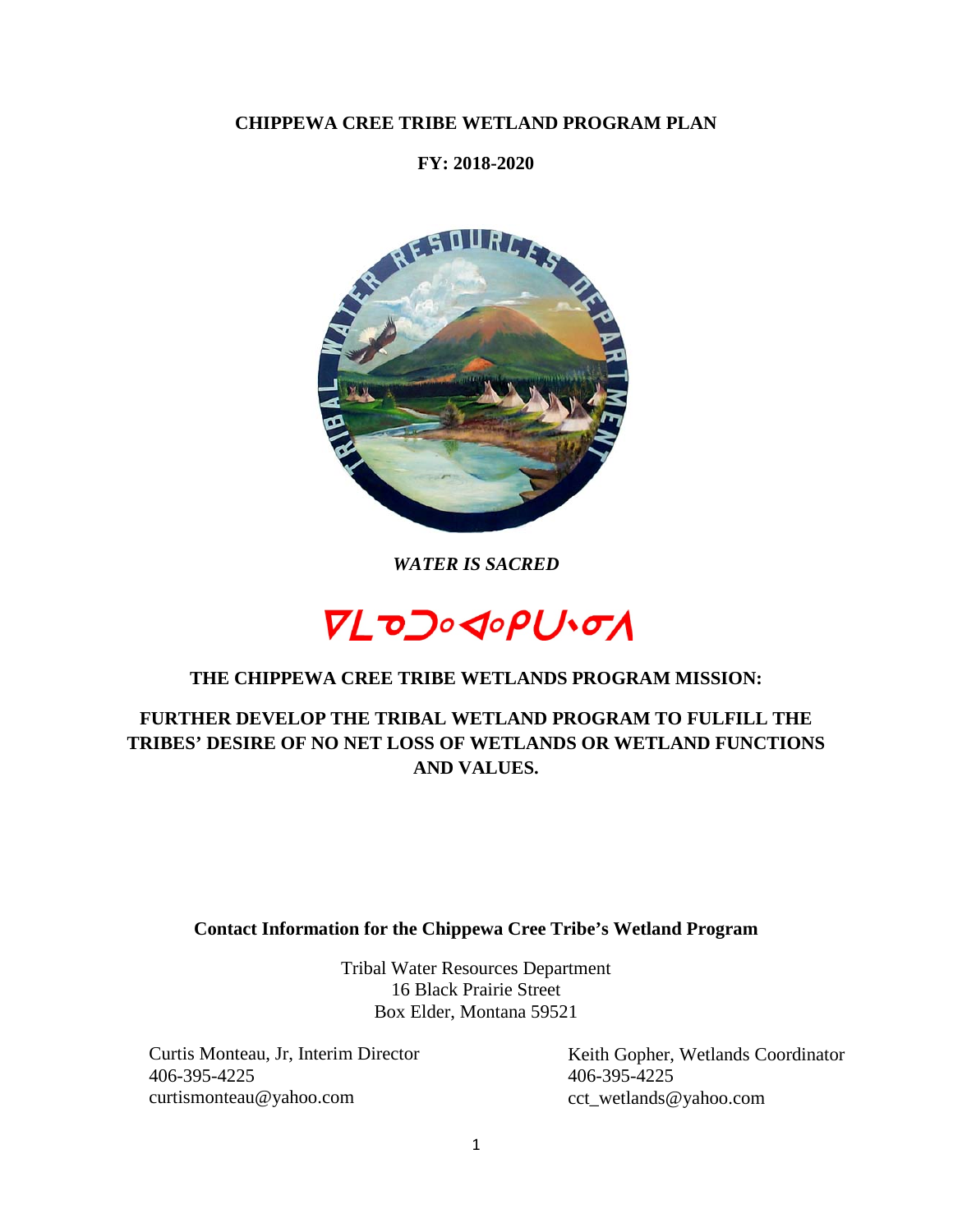# CHIPPEWA CREE TRIBE WETLAND PROGRAM PLAN

**FY: 2018-2020**

***WATER IS SACRED***

ᐁᒪᓀᑑᓴᑭᑌᐤᓂᐱ

## THE CHIPPEWA CREE TRIBE WETLANDS PROGRAM MISSION:

**FURTHER DEVELOP THE TRIBAL WETLAND PROGRAM TO FULFILL THE TRIBES' DESIRE OF NO NET LOSS OF WETLANDS OR WETLAND FUNCTIONS AND VALUES.**

**Contact Information for the Chippewa Cree Tribe's Wetland Program**

Tribal Water Resources Department
16 Black Prairie Street
Box Elder, Montana 59521

Curtis Monteau, Jr, Interim Director
406-395-4225
curtismonteau@yahoo.com

Keith Gopher, Wetlands Coordinator
406-395-4225
cct_wetlands@yahoo.com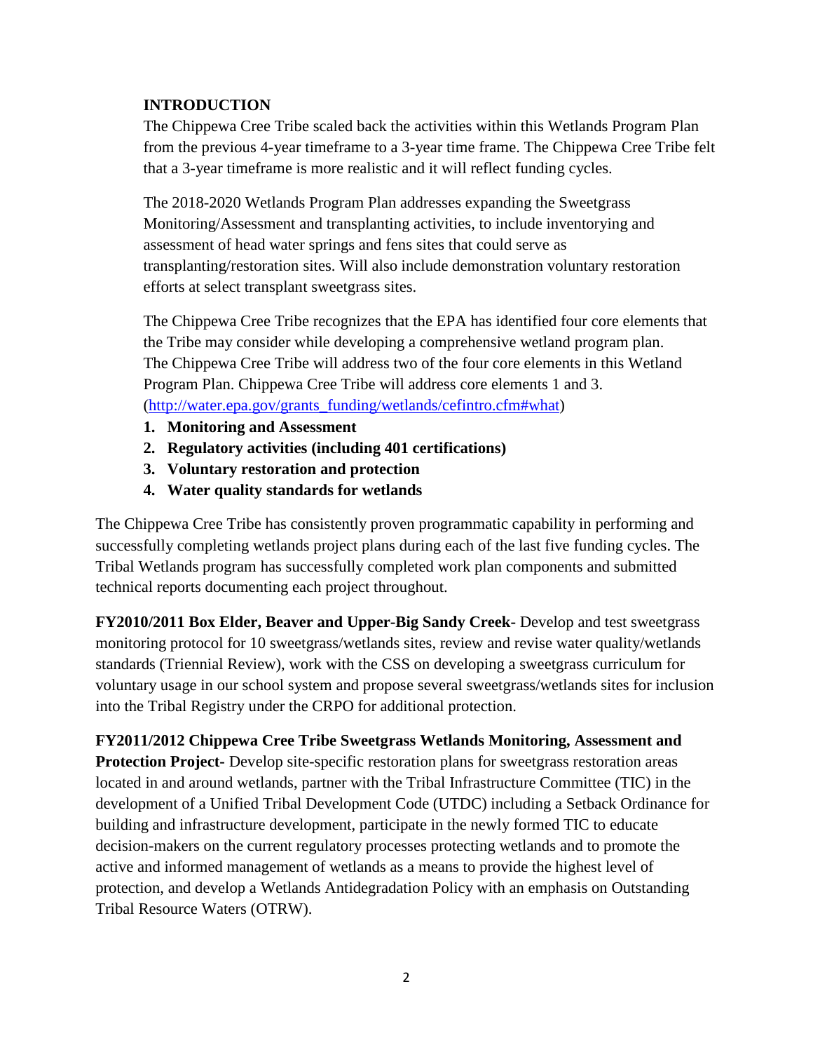## INTRODUCTION

The Chippewa Cree Tribe scaled back the activities within this Wetlands Program Plan from the previous 4-year timeframe to a 3-year time frame. The Chippewa Cree Tribe felt that a 3-year timeframe is more realistic and it will reflect funding cycles.

The 2018-2020 Wetlands Program Plan addresses expanding the Sweetgrass Monitoring/Assessment and transplanting activities, to include inventorying and assessment of head water springs and fens sites that could serve as transplanting/restoration sites. Will also include demonstration voluntary restoration efforts at select transplant sweetgrass sites.

The Chippewa Cree Tribe recognizes that the EPA has identified four core elements that the Tribe may consider while developing a comprehensive wetland program plan. The Chippewa Cree Tribe will address two of the four core elements in this Wetland Program Plan. Chippewa Cree Tribe will address core elements 1 and 3. (http://water.epa.gov/grants_funding/wetlands/cefintro.cfm#what)

1. **Monitoring and Assessment**
2. **Regulatory activities (including 401 certifications)**
3. **Voluntary restoration and protection**
4. **Water quality standards for wetlands**

The Chippewa Cree Tribe has consistently proven programmatic capability in performing and successfully completing wetlands project plans during each of the last five funding cycles. The Tribal Wetlands program has successfully completed work plan components and submitted technical reports documenting each project throughout.

**FY2010/2011 Box Elder, Beaver and Upper-Big Sandy Creek-** Develop and test sweetgrass monitoring protocol for 10 sweetgrass/wetlands sites, review and revise water quality/wetlands standards (Triennial Review), work with the CSS on developing a sweetgrass curriculum for voluntary usage in our school system and propose several sweetgrass/wetlands sites for inclusion into the Tribal Registry under the CRPO for additional protection.

**FY2011/2012 Chippewa Cree Tribe Sweetgrass Wetlands Monitoring, Assessment and Protection Project-** Develop site-specific restoration plans for sweetgrass restoration areas located in and around wetlands, partner with the Tribal Infrastructure Committee (TIC) in the development of a Unified Tribal Development Code (UTDC) including a Setback Ordinance for building and infrastructure development, participate in the newly formed TIC to educate decision-makers on the current regulatory processes protecting wetlands and to promote the active and informed management of wetlands as a means to provide the highest level of protection, and develop a Wetlands Antidegradation Policy with an emphasis on Outstanding Tribal Resource Waters (OTRW).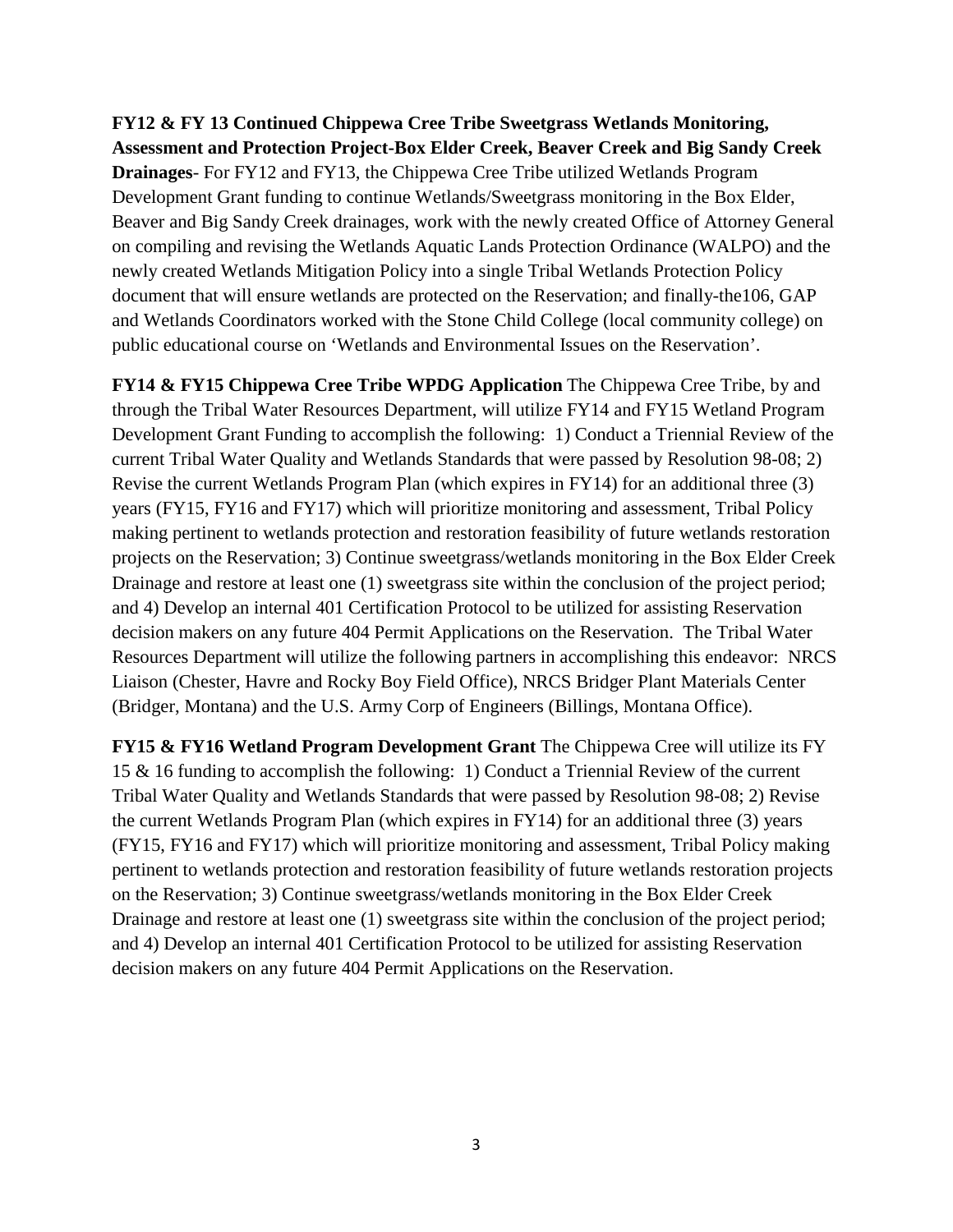**FY12 & FY 13 Continued Chippewa Cree Tribe Sweetgrass Wetlands Monitoring, Assessment and Protection Project-Box Elder Creek, Beaver Creek and Big Sandy Creek Drainages**- For FY12 and FY13, the Chippewa Cree Tribe utilized Wetlands Program Development Grant funding to continue Wetlands/Sweetgrass monitoring in the Box Elder, Beaver and Big Sandy Creek drainages, work with the newly created Office of Attorney General on compiling and revising the Wetlands Aquatic Lands Protection Ordinance (WALPO) and the newly created Wetlands Mitigation Policy into a single Tribal Wetlands Protection Policy document that will ensure wetlands are protected on the Reservation; and finally-the106, GAP and Wetlands Coordinators worked with the Stone Child College (local community college) on public educational course on 'Wetlands and Environmental Issues on the Reservation'.

**FY14 & FY15 Chippewa Cree Tribe WPDG Application** The Chippewa Cree Tribe, by and through the Tribal Water Resources Department, will utilize FY14 and FY15 Wetland Program Development Grant Funding to accomplish the following: 1) Conduct a Triennial Review of the current Tribal Water Quality and Wetlands Standards that were passed by Resolution 98-08; 2) Revise the current Wetlands Program Plan (which expires in FY14) for an additional three (3) years (FY15, FY16 and FY17) which will prioritize monitoring and assessment, Tribal Policy making pertinent to wetlands protection and restoration feasibility of future wetlands restoration projects on the Reservation; 3) Continue sweetgrass/wetlands monitoring in the Box Elder Creek Drainage and restore at least one (1) sweetgrass site within the conclusion of the project period; and 4) Develop an internal 401 Certification Protocol to be utilized for assisting Reservation decision makers on any future 404 Permit Applications on the Reservation. The Tribal Water Resources Department will utilize the following partners in accomplishing this endeavor: NRCS Liaison (Chester, Havre and Rocky Boy Field Office), NRCS Bridger Plant Materials Center (Bridger, Montana) and the U.S. Army Corp of Engineers (Billings, Montana Office).

**FY15 & FY16 Wetland Program Development Grant** The Chippewa Cree will utilize its FY 15 & 16 funding to accomplish the following: 1) Conduct a Triennial Review of the current Tribal Water Quality and Wetlands Standards that were passed by Resolution 98-08; 2) Revise the current Wetlands Program Plan (which expires in FY14) for an additional three (3) years (FY15, FY16 and FY17) which will prioritize monitoring and assessment, Tribal Policy making pertinent to wetlands protection and restoration feasibility of future wetlands restoration projects on the Reservation; 3) Continue sweetgrass/wetlands monitoring in the Box Elder Creek Drainage and restore at least one (1) sweetgrass site within the conclusion of the project period; and 4) Develop an internal 401 Certification Protocol to be utilized for assisting Reservation decision makers on any future 404 Permit Applications on the Reservation.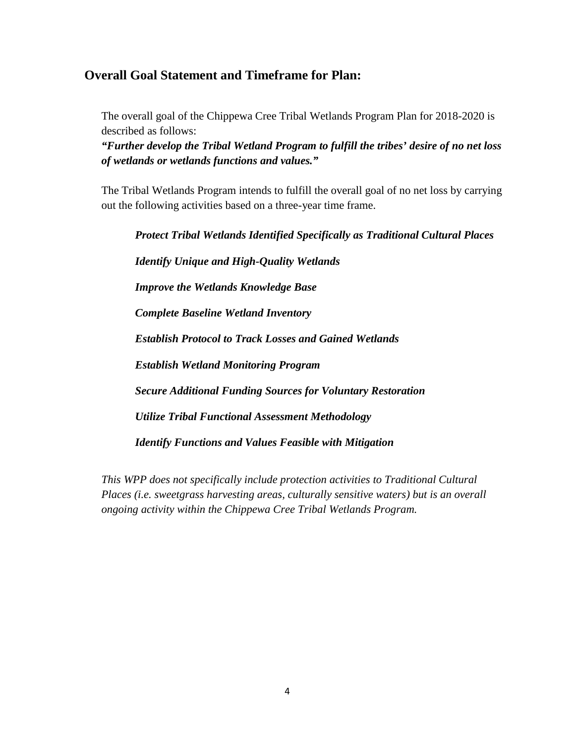## Overall Goal Statement and Timeframe for Plan:

The overall goal of the Chippewa Cree Tribal Wetlands Program Plan for 2018-2020 is described as follows:

***"Further develop the Tribal Wetland Program to fulfill the tribes' desire of no net loss of wetlands or wetlands functions and values."***

The Tribal Wetlands Program intends to fulfill the overall goal of no net loss by carrying out the following activities based on a three-year time frame.

***Protect Tribal Wetlands Identified Specifically as Traditional Cultural Places***

***Identify Unique and High-Quality Wetlands***

***Improve the Wetlands Knowledge Base***

***Complete Baseline Wetland Inventory***

***Establish Protocol to Track Losses and Gained Wetlands***

***Establish Wetland Monitoring Program***

***Secure Additional Funding Sources for Voluntary Restoration***

***Utilize Tribal Functional Assessment Methodology***

***Identify Functions and Values Feasible with Mitigation***

*This WPP does not specifically include protection activities to Traditional Cultural Places (i.e. sweetgrass harvesting areas, culturally sensitive waters) but is an overall ongoing activity within the Chippewa Cree Tribal Wetlands Program.*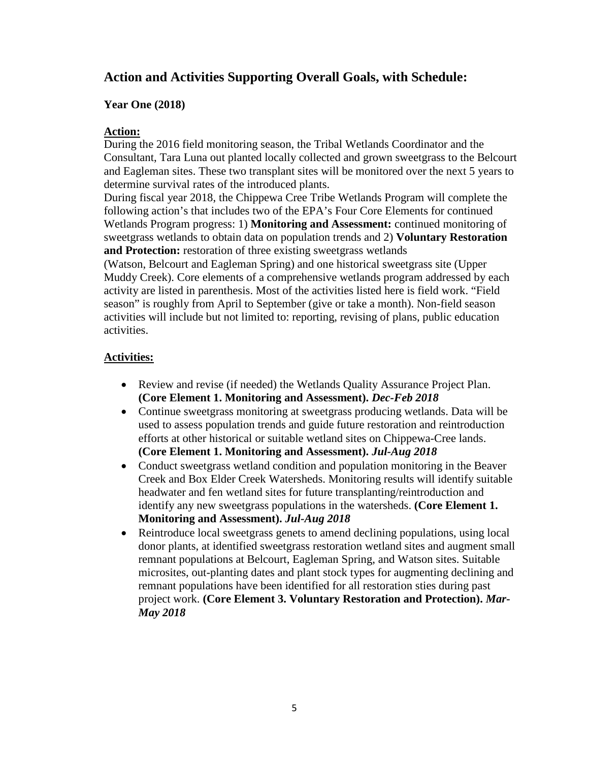## Action and Activities Supporting Overall Goals, with Schedule:

### Year One (2018)

**Action:**

During the 2016 field monitoring season, the Tribal Wetlands Coordinator and the Consultant, Tara Luna out planted locally collected and grown sweetgrass to the Belcourt and Eagleman sites. These two transplant sites will be monitored over the next 5 years to determine survival rates of the introduced plants.

During fiscal year 2018, the Chippewa Cree Tribe Wetlands Program will complete the following action's that includes two of the EPA's Four Core Elements for continued Wetlands Program progress: 1) **Monitoring and Assessment:** continued monitoring of sweetgrass wetlands to obtain data on population trends and 2) **Voluntary Restoration and Protection:** restoration of three existing sweetgrass wetlands (Watson, Belcourt and Eagleman Spring) and one historical sweetgrass site (Upper Muddy Creek). Core elements of a comprehensive wetlands program addressed by each activity are listed in parenthesis. Most of the activities listed here is field work. "Field season" is roughly from April to September (give or take a month). Non-field season activities will include but not limited to: reporting, revising of plans, public education activities.

**Activities:**

- Review and revise (if needed) the Wetlands Quality Assurance Project Plan. **(Core Element 1. Monitoring and Assessment).** ***Dec-Feb 2018***
- Continue sweetgrass monitoring at sweetgrass producing wetlands. Data will be used to assess population trends and guide future restoration and reintroduction efforts at other historical or suitable wetland sites on Chippewa-Cree lands. **(Core Element 1. Monitoring and Assessment).** ***Jul-Aug 2018***
- Conduct sweetgrass wetland condition and population monitoring in the Beaver Creek and Box Elder Creek Watersheds. Monitoring results will identify suitable headwater and fen wetland sites for future transplanting/reintroduction and identify any new sweetgrass populations in the watersheds. **(Core Element 1. Monitoring and Assessment).** ***Jul-Aug 2018***
- Reintroduce local sweetgrass genets to amend declining populations, using local donor plants, at identified sweetgrass restoration wetland sites and augment small remnant populations at Belcourt, Eagleman Spring, and Watson sites. Suitable microsites, out-planting dates and plant stock types for augmenting declining and remnant populations have been identified for all restoration sties during past project work. **(Core Element 3. Voluntary Restoration and Protection).** ***Mar-May 2018***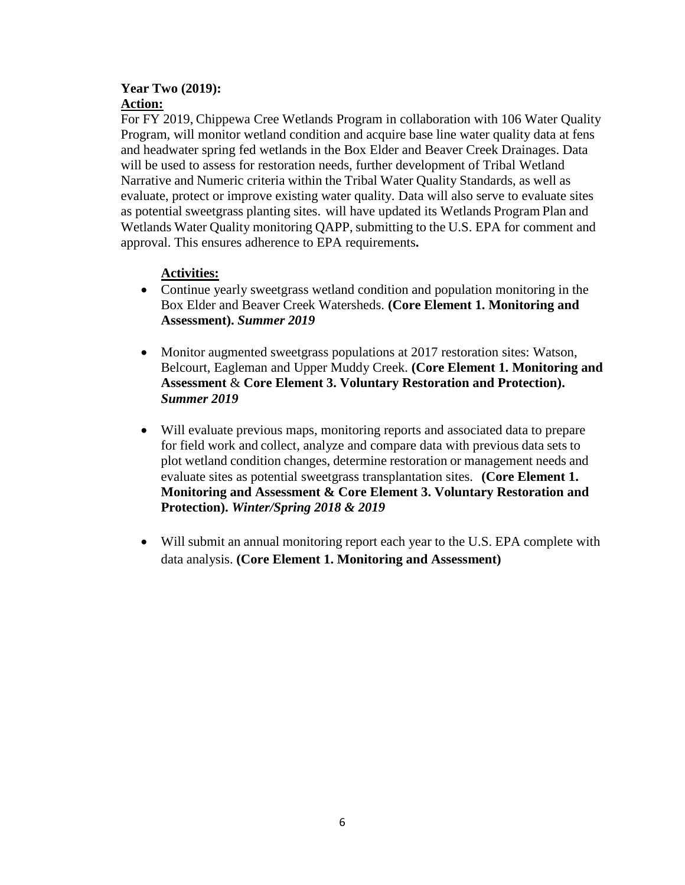**Year Two (2019):**
**Action:**

For FY 2019, Chippewa Cree Wetlands Program in collaboration with 106 Water Quality Program, will monitor wetland condition and acquire base line water quality data at fens and headwater spring fed wetlands in the Box Elder and Beaver Creek Drainages. Data will be used to assess for restoration needs, further development of Tribal Wetland Narrative and Numeric criteria within the Tribal Water Quality Standards, as well as evaluate, protect or improve existing water quality. Data will also serve to evaluate sites as potential sweetgrass planting sites. will have updated its Wetlands Program Plan and Wetlands Water Quality monitoring QAPP, submitting to the U.S. EPA for comment and approval. This ensures adherence to EPA requirements**.**

**Activities:**

- Continue yearly sweetgrass wetland condition and population monitoring in the Box Elder and Beaver Creek Watersheds. **(Core Element 1. Monitoring and Assessment).** ***Summer 2019***

- Monitor augmented sweetgrass populations at 2017 restoration sites: Watson, Belcourt, Eagleman and Upper Muddy Creek. **(Core Element 1. Monitoring and Assessment** & **Core Element 3. Voluntary Restoration and Protection).** ***Summer 2019***

- Will evaluate previous maps, monitoring reports and associated data to prepare for field work and collect, analyze and compare data with previous data sets to plot wetland condition changes, determine restoration or management needs and evaluate sites as potential sweetgrass transplantation sites. **(Core Element 1. Monitoring and Assessment & Core Element 3. Voluntary Restoration and Protection).** ***Winter/Spring 2018 & 2019***

- Will submit an annual monitoring report each year to the U.S. EPA complete with data analysis. **(Core Element 1. Monitoring and Assessment)**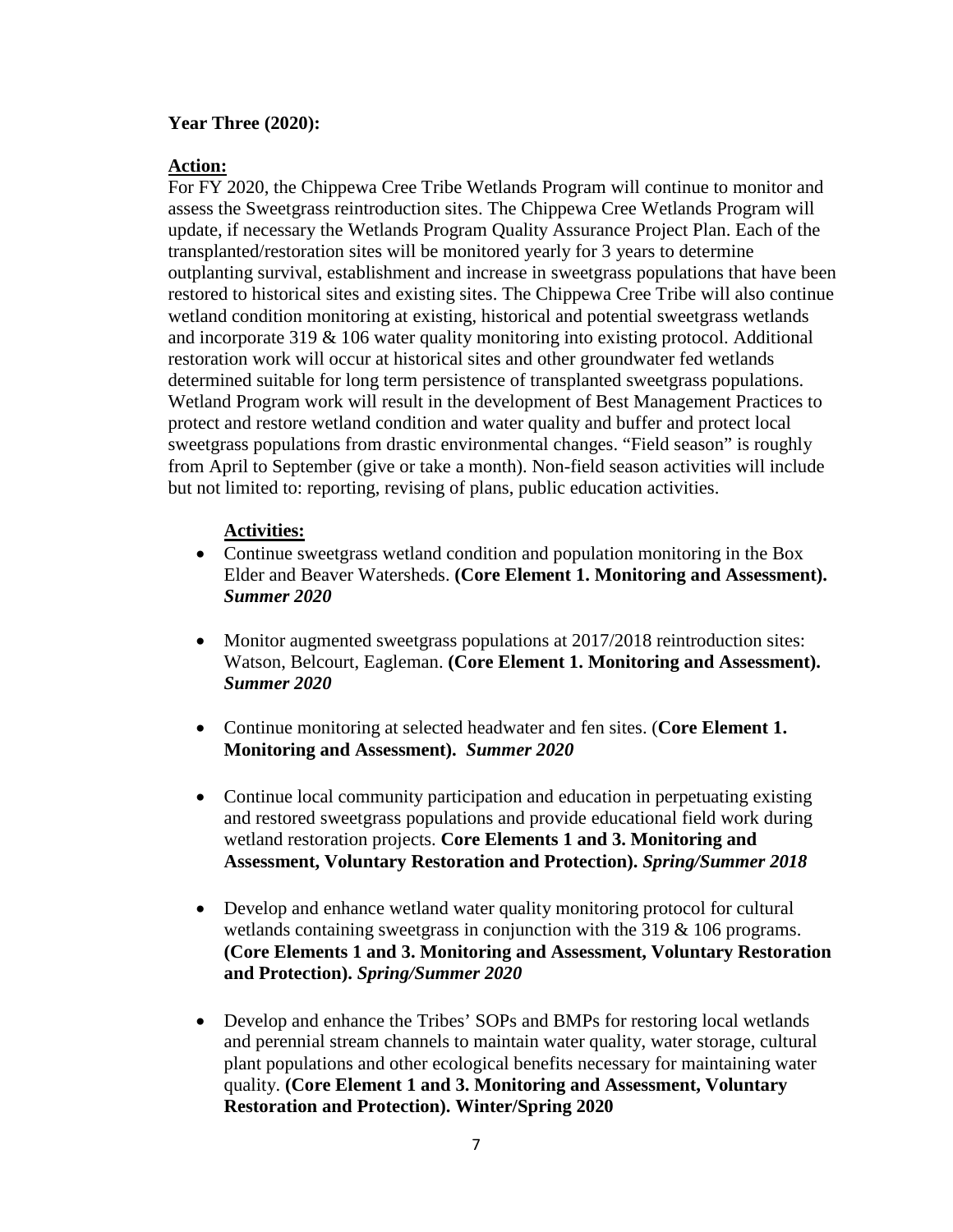**Year Three (2020):**

**Action:**

For FY 2020, the Chippewa Cree Tribe Wetlands Program will continue to monitor and assess the Sweetgrass reintroduction sites. The Chippewa Cree Wetlands Program will update, if necessary the Wetlands Program Quality Assurance Project Plan. Each of the transplanted/restoration sites will be monitored yearly for 3 years to determine outplanting survival, establishment and increase in sweetgrass populations that have been restored to historical sites and existing sites. The Chippewa Cree Tribe will also continue wetland condition monitoring at existing, historical and potential sweetgrass wetlands and incorporate 319 & 106 water quality monitoring into existing protocol. Additional restoration work will occur at historical sites and other groundwater fed wetlands determined suitable for long term persistence of transplanted sweetgrass populations. Wetland Program work will result in the development of Best Management Practices to protect and restore wetland condition and water quality and buffer and protect local sweetgrass populations from drastic environmental changes. "Field season" is roughly from April to September (give or take a month). Non-field season activities will include but not limited to: reporting, revising of plans, public education activities.

**Activities:**

- Continue sweetgrass wetland condition and population monitoring in the Box Elder and Beaver Watersheds. **(Core Element 1. Monitoring and Assessment).** ***Summer 2020***
- Monitor augmented sweetgrass populations at 2017/2018 reintroduction sites: Watson, Belcourt, Eagleman. **(Core Element 1. Monitoring and Assessment).** ***Summer 2020***
- Continue monitoring at selected headwater and fen sites. (**Core Element 1. Monitoring and Assessment).** ***Summer 2020***
- Continue local community participation and education in perpetuating existing and restored sweetgrass populations and provide educational field work during wetland restoration projects. **Core Elements 1 and 3. Monitoring and Assessment, Voluntary Restoration and Protection).** ***Spring/Summer 2018***
- Develop and enhance wetland water quality monitoring protocol for cultural wetlands containing sweetgrass in conjunction with the 319 & 106 programs. **(Core Elements 1 and 3. Monitoring and Assessment, Voluntary Restoration and Protection).** ***Spring/Summer 2020***
- Develop and enhance the Tribes' SOPs and BMPs for restoring local wetlands and perennial stream channels to maintain water quality, water storage, cultural plant populations and other ecological benefits necessary for maintaining water quality. **(Core Element 1 and 3. Monitoring and Assessment, Voluntary Restoration and Protection). Winter/Spring 2020**